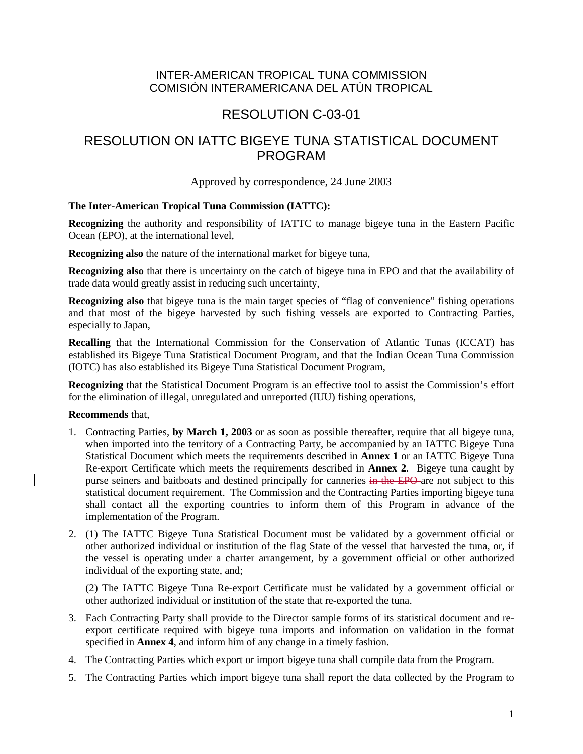# INTER-AMERICAN TROPICAL TUNA COMMISSION
# COMISIÓN INTERAMERICANA DEL ATÚN TROPICAL

## RESOLUTION C-03-01

## RESOLUTION ON IATTC BIGEYE TUNA STATISTICAL DOCUMENT PROGRAM

Approved by correspondence, 24 June 2003

**The Inter-American Tropical Tuna Commission (IATTC):**

**Recognizing** the authority and responsibility of IATTC to manage bigeye tuna in the Eastern Pacific Ocean (EPO), at the international level,

**Recognizing also** the nature of the international market for bigeye tuna,

**Recognizing also** that there is uncertainty on the catch of bigeye tuna in EPO and that the availability of trade data would greatly assist in reducing such uncertainty,

**Recognizing also** that bigeye tuna is the main target species of "flag of convenience" fishing operations and that most of the bigeye harvested by such fishing vessels are exported to Contracting Parties, especially to Japan,

**Recalling** that the International Commission for the Conservation of Atlantic Tunas (ICCAT) has established its Bigeye Tuna Statistical Document Program, and that the Indian Ocean Tuna Commission (IOTC) has also established its Bigeye Tuna Statistical Document Program,

**Recognizing** that the Statistical Document Program is an effective tool to assist the Commission's effort for the elimination of illegal, unregulated and unreported (IUU) fishing operations,

**Recommends** that,

1. Contracting Parties, **by March 1, 2003** or as soon as possible thereafter, require that all bigeye tuna, when imported into the territory of a Contracting Party, be accompanied by an IATTC Bigeye Tuna Statistical Document which meets the requirements described in **Annex 1** or an IATTC Bigeye Tuna Re-export Certificate which meets the requirements described in **Annex 2**. Bigeye tuna caught by purse seiners and baitboats and destined principally for canneries ~~in the EPO~~ are not subject to this statistical document requirement. The Commission and the Contracting Parties importing bigeye tuna shall contact all the exporting countries to inform them of this Program in advance of the implementation of the Program.
2. (1) The IATTC Bigeye Tuna Statistical Document must be validated by a government official or other authorized individual or institution of the flag State of the vessel that harvested the tuna, or, if the vessel is operating under a charter arrangement, by a government official or other authorized individual of the exporting state, and;

   (2) The IATTC Bigeye Tuna Re-export Certificate must be validated by a government official or other authorized individual or institution of the state that re-exported the tuna.
3. Each Contracting Party shall provide to the Director sample forms of its statistical document and re-export certificate required with bigeye tuna imports and information on validation in the format specified in **Annex 4**, and inform him of any change in a timely fashion.
4. The Contracting Parties which export or import bigeye tuna shall compile data from the Program.
5. The Contracting Parties which import bigeye tuna shall report the data collected by the Program to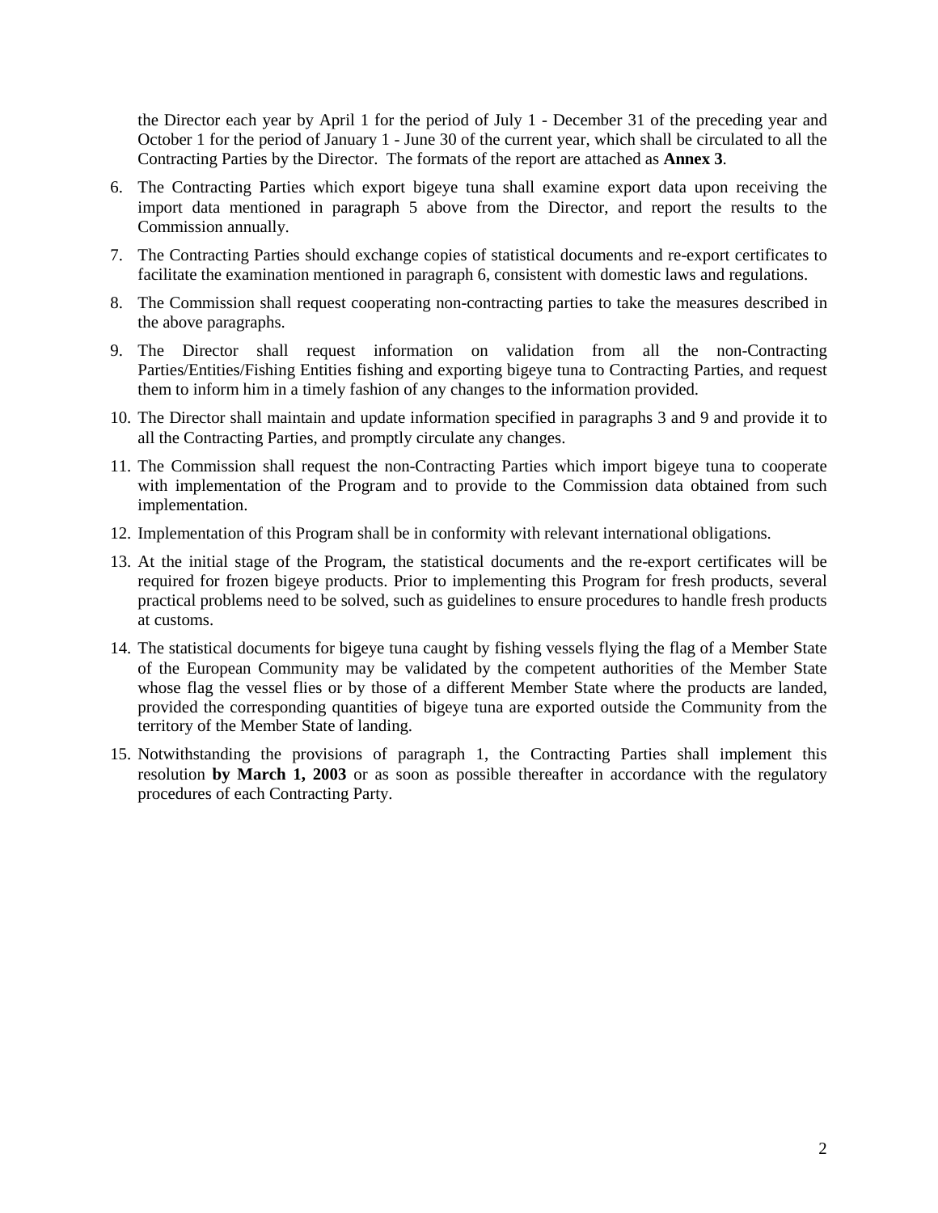the Director each year by April 1 for the period of July 1 - December 31 of the preceding year and October 1 for the period of January 1 - June 30 of the current year, which shall be circulated to all the Contracting Parties by the Director. The formats of the report are attached as **Annex 3**.

6. The Contracting Parties which export bigeye tuna shall examine export data upon receiving the import data mentioned in paragraph 5 above from the Director, and report the results to the Commission annually.

7. The Contracting Parties should exchange copies of statistical documents and re-export certificates to facilitate the examination mentioned in paragraph 6, consistent with domestic laws and regulations.

8. The Commission shall request cooperating non-contracting parties to take the measures described in the above paragraphs.

9. The Director shall request information on validation from all the non-Contracting Parties/Entities/Fishing Entities fishing and exporting bigeye tuna to Contracting Parties, and request them to inform him in a timely fashion of any changes to the information provided.

10. The Director shall maintain and update information specified in paragraphs 3 and 9 and provide it to all the Contracting Parties, and promptly circulate any changes.

11. The Commission shall request the non-Contracting Parties which import bigeye tuna to cooperate with implementation of the Program and to provide to the Commission data obtained from such implementation.

12. Implementation of this Program shall be in conformity with relevant international obligations.

13. At the initial stage of the Program, the statistical documents and the re-export certificates will be required for frozen bigeye products. Prior to implementing this Program for fresh products, several practical problems need to be solved, such as guidelines to ensure procedures to handle fresh products at customs.

14. The statistical documents for bigeye tuna caught by fishing vessels flying the flag of a Member State of the European Community may be validated by the competent authorities of the Member State whose flag the vessel flies or by those of a different Member State where the products are landed, provided the corresponding quantities of bigeye tuna are exported outside the Community from the territory of the Member State of landing.

15. Notwithstanding the provisions of paragraph 1, the Contracting Parties shall implement this resolution **by March 1, 2003** or as soon as possible thereafter in accordance with the regulatory procedures of each Contracting Party.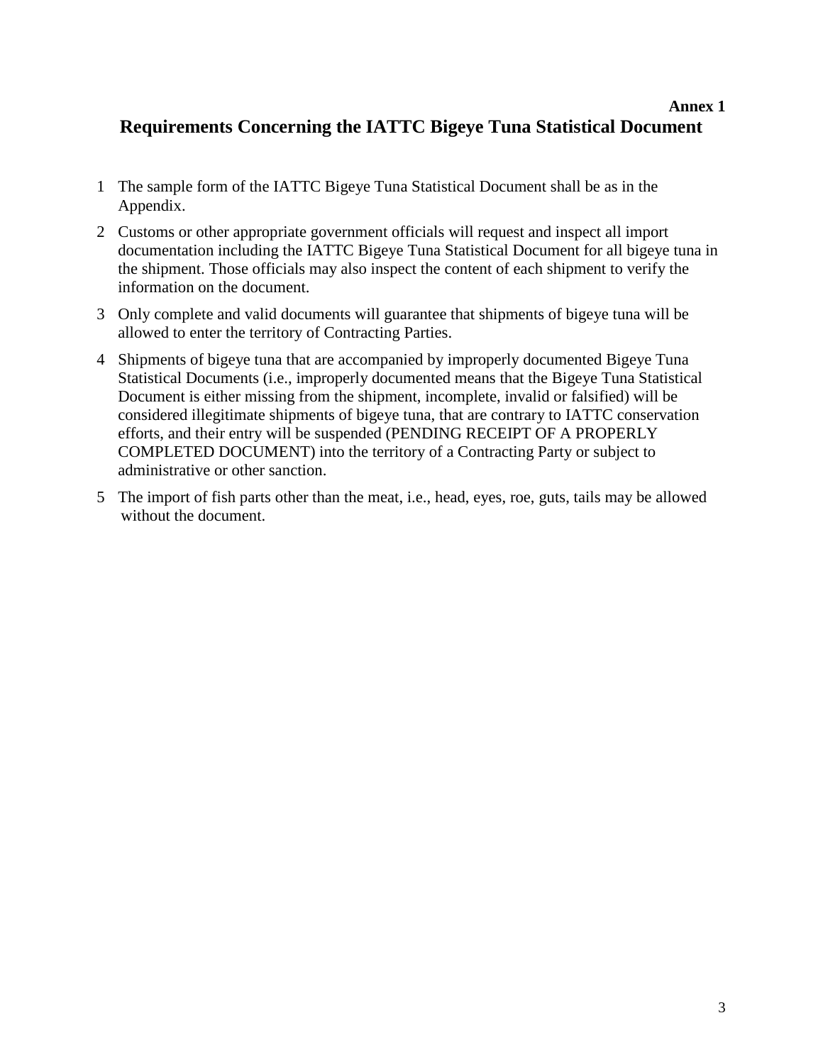**Annex 1**

# Requirements Concerning the IATTC Bigeye Tuna Statistical Document

1. The sample form of the IATTC Bigeye Tuna Statistical Document shall be as in the Appendix.
2. Customs or other appropriate government officials will request and inspect all import documentation including the IATTC Bigeye Tuna Statistical Document for all bigeye tuna in the shipment. Those officials may also inspect the content of each shipment to verify the information on the document.
3. Only complete and valid documents will guarantee that shipments of bigeye tuna will be allowed to enter the territory of Contracting Parties.
4. Shipments of bigeye tuna that are accompanied by improperly documented Bigeye Tuna Statistical Documents (i.e., improperly documented means that the Bigeye Tuna Statistical Document is either missing from the shipment, incomplete, invalid or falsified) will be considered illegitimate shipments of bigeye tuna, that are contrary to IATTC conservation efforts, and their entry will be suspended (PENDING RECEIPT OF A PROPERLY COMPLETED DOCUMENT) into the territory of a Contracting Party or subject to administrative or other sanction.
5. The import of fish parts other than the meat, i.e., head, eyes, roe, guts, tails may be allowed without the document.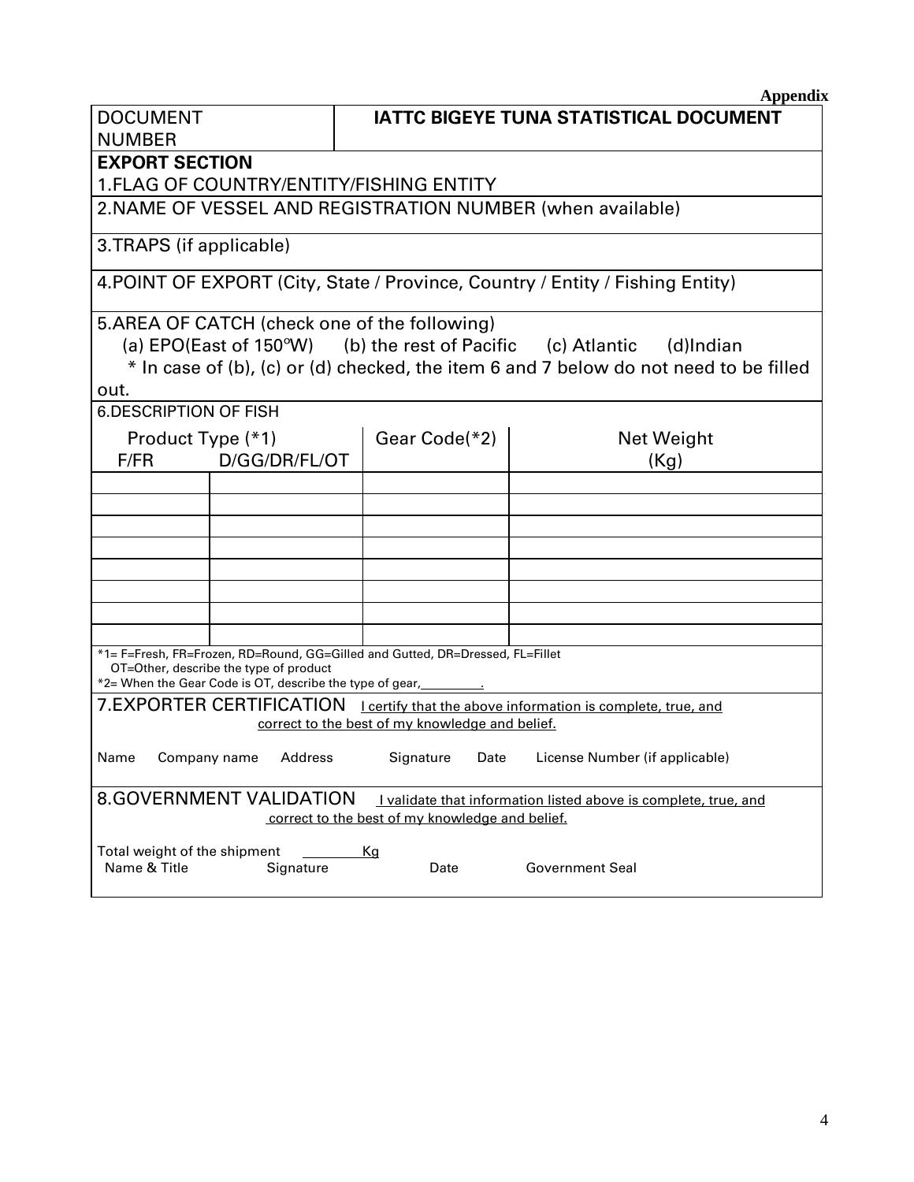**Appendix**

| DOCUMENT NUMBER | **IATTC BIGEYE TUNA STATISTICAL DOCUMENT** |
|---|---|

**EXPORT SECTION**

1.FLAG OF COUNTRY/ENTITY/FISHING ENTITY

2.NAME OF VESSEL AND REGISTRATION NUMBER (when available)

3.TRAPS (if applicable)

4.POINT OF EXPORT (City, State / Province, Country / Entity / Fishing Entity)

5.AREA OF CATCH (check one of the following)

(a) EPO(East of 150°W) (b) the rest of Pacific (c) Atlantic (d)Indian

\* In case of (b), (c) or (d) checked, the item 6 and 7 below do not need to be filled out.

6.DESCRIPTION OF FISH

| Product Type (*1) | | Gear Code(*2) | Net Weight (Kg) |
|---|---|---|---|
| F/FR | D/GG/DR/FL/OT | | |
| | | | |
| | | | |
| | | | |
| | | | |
| | | | |
| | | | |
| | | | |
| | | | |

*1= F=Fresh, FR=Frozen, RD=Round, GG=Gilled and Gutted, DR=Dressed, FL=Fillet
OT=Other, describe the type of product
*2= When the Gear Code is OT, describe the type of gear,_________.

7.EXPORTER CERTIFICATION I certify that the above information is complete, true, and correct to the best of my knowledge and belief.

Name Company name Address Signature Date License Number (if applicable)

8.GOVERNMENT VALIDATION I validate that information listed above is complete, true, and correct to the best of my knowledge and belief.

Total weight of the shipment ________Kg

Name & Title Signature Date Government Seal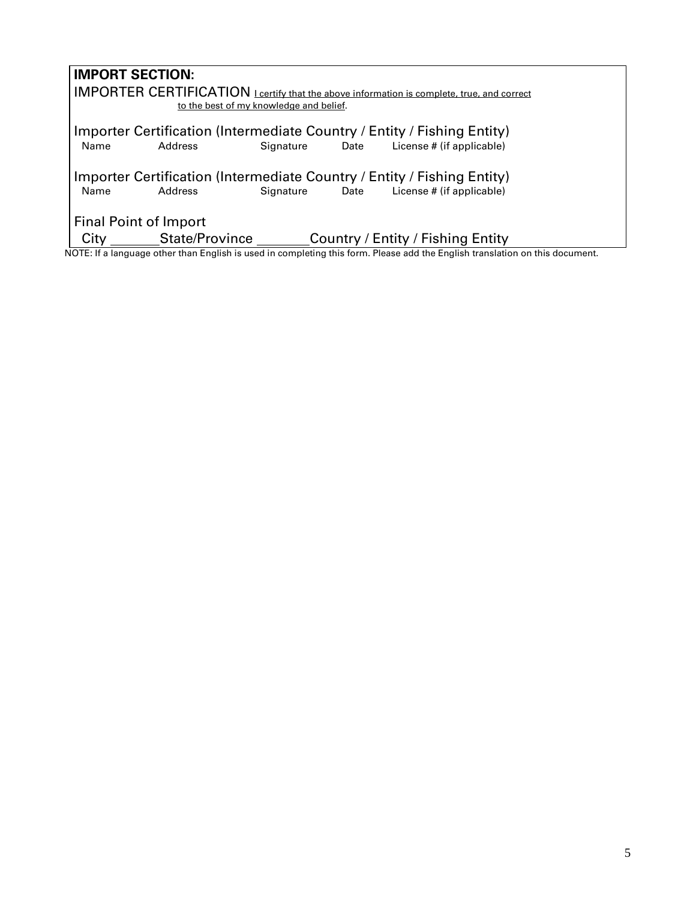**IMPORT SECTION:**

IMPORTER CERTIFICATION I certify that the above information is complete, true, and correct to the best of my knowledge and belief.

Importer Certification (Intermediate Country / Entity / Fishing Entity)

Name Address Signature Date License # (if applicable)

Importer Certification (Intermediate Country / Entity / Fishing Entity)

Name Address Signature Date License # (if applicable)

Final Point of Import

City \_\_\_\_\_\_\_ State/Province \_\_\_\_\_\_\_ Country / Entity / Fishing Entity

NOTE: If a language other than English is used in completing this form. Please add the English translation on this document.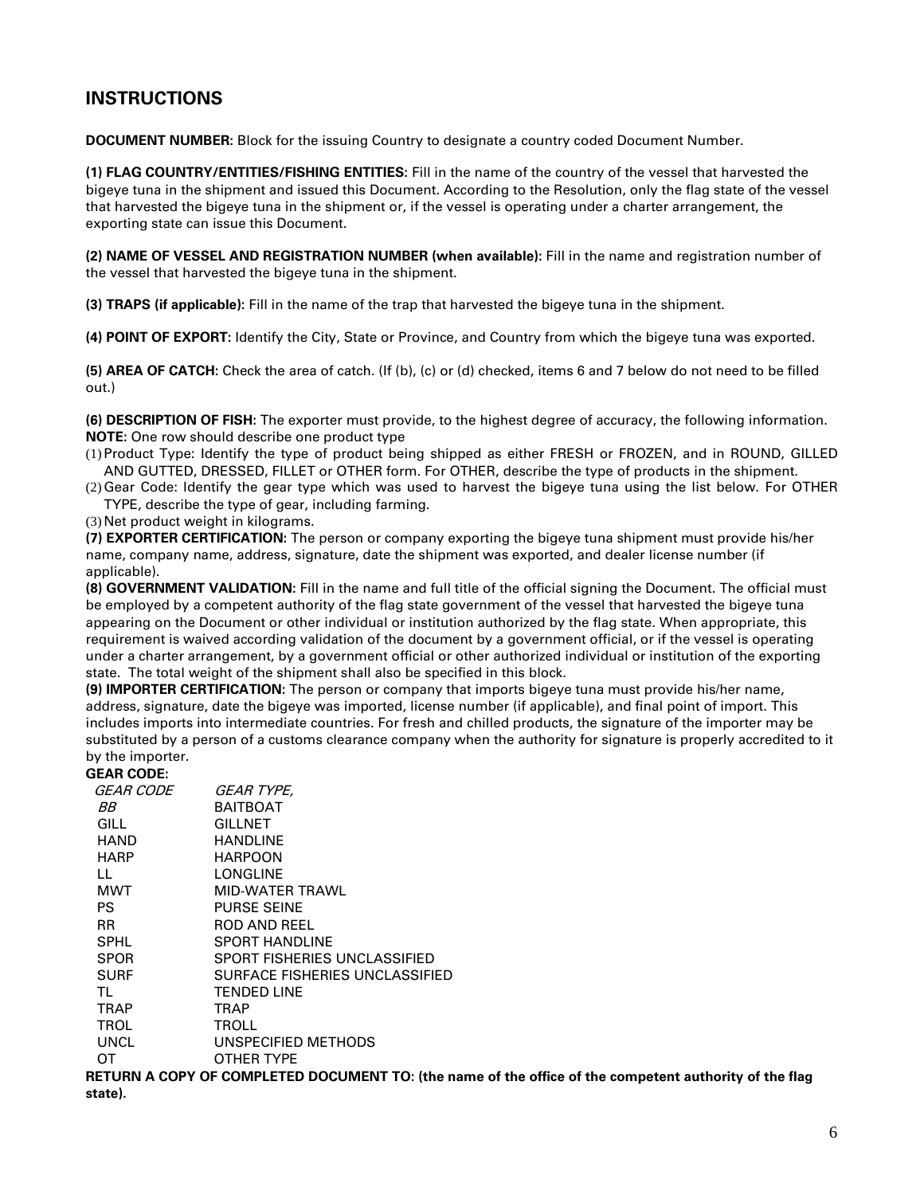## INSTRUCTIONS

**DOCUMENT NUMBER:** Block for the issuing Country to designate a country coded Document Number.

**(1) FLAG COUNTRY/ENTITIES/FISHING ENTITIES:** Fill in the name of the country of the vessel that harvested the bigeye tuna in the shipment and issued this Document. According to the Resolution, only the flag state of the vessel that harvested the bigeye tuna in the shipment or, if the vessel is operating under a charter arrangement, the exporting state can issue this Document.

**(2) NAME OF VESSEL AND REGISTRATION NUMBER (when available):** Fill in the name and registration number of the vessel that harvested the bigeye tuna in the shipment.

**(3) TRAPS (if applicable):** Fill in the name of the trap that harvested the bigeye tuna in the shipment.

**(4) POINT OF EXPORT:** Identify the City, State or Province, and Country from which the bigeye tuna was exported.

**(5) AREA OF CATCH:** Check the area of catch. (If (b), (c) or (d) checked, items 6 and 7 below do not need to be filled out.)

**(6) DESCRIPTION OF FISH:** The exporter must provide, to the highest degree of accuracy, the following information.
**NOTE:** One row should describe one product type

(1) Product Type: Identify the type of product being shipped as either FRESH or FROZEN, and in ROUND, GILLED AND GUTTED, DRESSED, FILLET or OTHER form. For OTHER, describe the type of products in the shipment.
(2) Gear Code: Identify the gear type which was used to harvest the bigeye tuna using the list below. For OTHER TYPE, describe the type of gear, including farming.
(3) Net product weight in kilograms.

**(7) EXPORTER CERTIFICATION:** The person or company exporting the bigeye tuna shipment must provide his/her name, company name, address, signature, date the shipment was exported, and dealer license number (if applicable).

**(8) GOVERNMENT VALIDATION:** Fill in the name and full title of the official signing the Document. The official must be employed by a competent authority of the flag state government of the vessel that harvested the bigeye tuna appearing on the Document or other individual or institution authorized by the flag state. When appropriate, this requirement is waived according validation of the document by a government official, or if the vessel is operating under a charter arrangement, by a government official or other authorized individual or institution of the exporting state. The total weight of the shipment shall also be specified in this block.

**(9) IMPORTER CERTIFICATION:** The person or company that imports bigeye tuna must provide his/her name, address, signature, date the bigeye was imported, license number (if applicable), and final point of import. This includes imports into intermediate countries. For fresh and chilled products, the signature of the importer may be substituted by a person of a customs clearance company when the authority for signature is properly accredited to it by the importer.

**GEAR CODE:**

| *GEAR CODE* | *GEAR TYPE,* |
|---|---|
| *BB* | BAITBOAT |
| GILL | GILLNET |
| HAND | HANDLINE |
| HARP | HARPOON |
| LL | LONGLINE |
| MWT | MID-WATER TRAWL |
| PS | PURSE SEINE |
| RR | ROD AND REEL |
| SPHL | SPORT HANDLINE |
| SPOR | SPORT FISHERIES UNCLASSIFIED |
| SURF | SURFACE FISHERIES UNCLASSIFIED |
| TL | TENDED LINE |
| TRAP | TRAP |
| TROL | TROLL |
| UNCL | UNSPECIFIED METHODS |
| OT | OTHER TYPE |

**RETURN A COPY OF COMPLETED DOCUMENT TO: (the name of the office of the competent authority of the flag state).**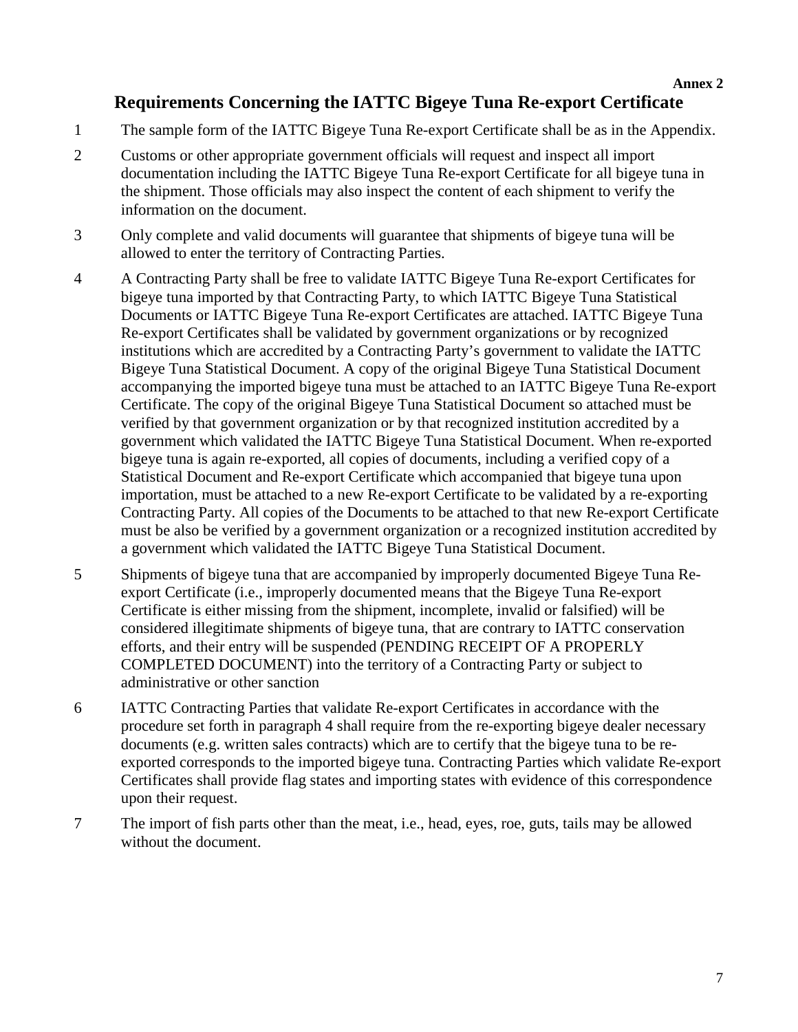**Annex 2**

## Requirements Concerning the IATTC Bigeye Tuna Re-export Certificate

1. The sample form of the IATTC Bigeye Tuna Re-export Certificate shall be as in the Appendix.

2. Customs or other appropriate government officials will request and inspect all import documentation including the IATTC Bigeye Tuna Re-export Certificate for all bigeye tuna in the shipment. Those officials may also inspect the content of each shipment to verify the information on the document.

3. Only complete and valid documents will guarantee that shipments of bigeye tuna will be allowed to enter the territory of Contracting Parties.

4. A Contracting Party shall be free to validate IATTC Bigeye Tuna Re-export Certificates for bigeye tuna imported by that Contracting Party, to which IATTC Bigeye Tuna Statistical Documents or IATTC Bigeye Tuna Re-export Certificates are attached. IATTC Bigeye Tuna Re-export Certificates shall be validated by government organizations or by recognized institutions which are accredited by a Contracting Party's government to validate the IATTC Bigeye Tuna Statistical Document. A copy of the original Bigeye Tuna Statistical Document accompanying the imported bigeye tuna must be attached to an IATTC Bigeye Tuna Re-export Certificate. The copy of the original Bigeye Tuna Statistical Document so attached must be verified by that government organization or by that recognized institution accredited by a government which validated the IATTC Bigeye Tuna Statistical Document. When re-exported bigeye tuna is again re-exported, all copies of documents, including a verified copy of a Statistical Document and Re-export Certificate which accompanied that bigeye tuna upon importation, must be attached to a new Re-export Certificate to be validated by a re-exporting Contracting Party. All copies of the Documents to be attached to that new Re-export Certificate must be also be verified by a government organization or a recognized institution accredited by a government which validated the IATTC Bigeye Tuna Statistical Document.

5. Shipments of bigeye tuna that are accompanied by improperly documented Bigeye Tuna Re-export Certificate (i.e., improperly documented means that the Bigeye Tuna Re-export Certificate is either missing from the shipment, incomplete, invalid or falsified) will be considered illegitimate shipments of bigeye tuna, that are contrary to IATTC conservation efforts, and their entry will be suspended (PENDING RECEIPT OF A PROPERLY COMPLETED DOCUMENT) into the territory of a Contracting Party or subject to administrative or other sanction

6. IATTC Contracting Parties that validate Re-export Certificates in accordance with the procedure set forth in paragraph 4 shall require from the re-exporting bigeye dealer necessary documents (e.g. written sales contracts) which are to certify that the bigeye tuna to be re-exported corresponds to the imported bigeye tuna. Contracting Parties which validate Re-export Certificates shall provide flag states and importing states with evidence of this correspondence upon their request.

7. The import of fish parts other than the meat, i.e., head, eyes, roe, guts, tails may be allowed without the document.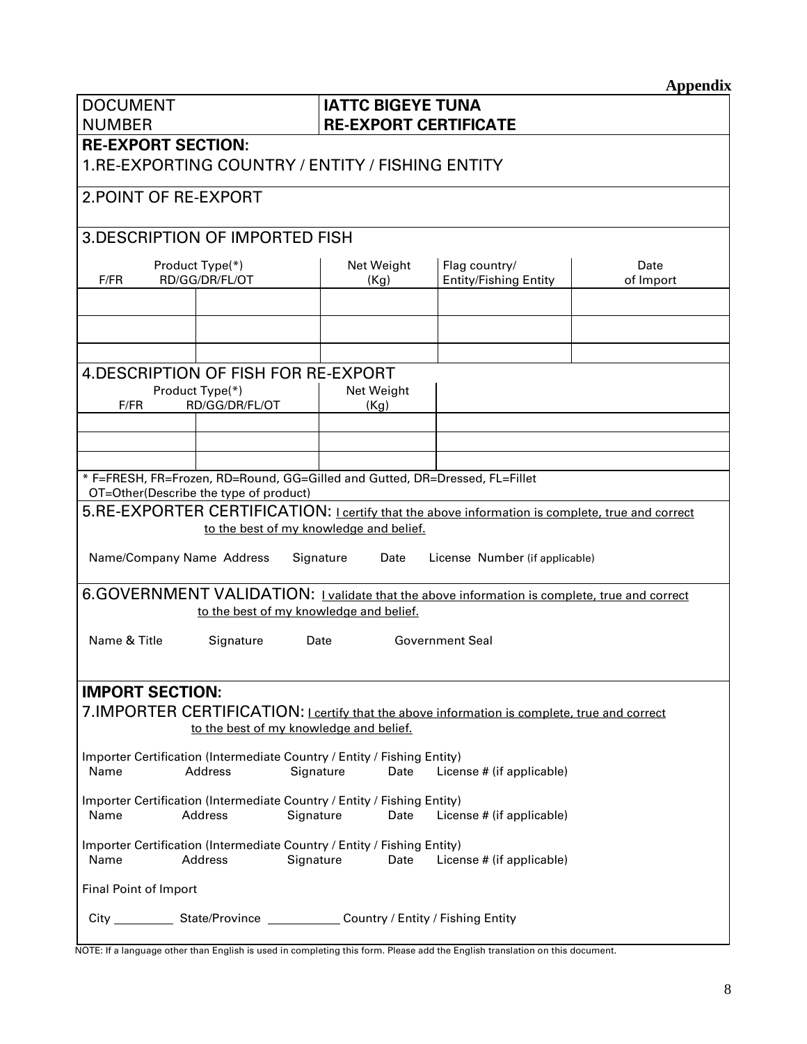**Appendix**

| DOCUMENT NUMBER | **IATTC BIGEYE TUNA RE-EXPORT CERTIFICATE** |
|---|---|

**RE-EXPORT SECTION:**

1.RE-EXPORTING COUNTRY / ENTITY / FISHING ENTITY

2.POINT OF RE-EXPORT

3.DESCRIPTION OF IMPORTED FISH

| Product Type(*) F/FR | RD/GG/DR/FL/OT | Net Weight (Kg) | Flag country/ Entity/Fishing Entity | Date of Import |
|---|---|---|---|---|
| | | | | |
| | | | | |
| | | | | |

4.DESCRIPTION OF FISH FOR RE-EXPORT

| Product Type(*) F/FR | RD/GG/DR/FL/OT | Net Weight (Kg) | |
|---|---|---|---|
| | | | |
| | | | |
| | | | |

\* F=FRESH, FR=Frozen, RD=Round, GG=Gilled and Gutted, DR=Dressed, FL=Fillet
OT=Other(Describe the type of product)

5.RE-EXPORTER CERTIFICATION: I certify that the above information is complete, true and correct to the best of my knowledge and belief.

Name/Company Name Address Signature Date License Number (if applicable)

6.GOVERNMENT VALIDATION: I validate that the above information is complete, true and correct to the best of my knowledge and belief.

Name & Title Signature Date Government Seal

**IMPORT SECTION:**

7.IMPORTER CERTIFICATION: I certify that the above information is complete, true and correct to the best of my knowledge and belief.

Importer Certification (Intermediate Country / Entity / Fishing Entity)
Name Address Signature Date License # (if applicable)

Importer Certification (Intermediate Country / Entity / Fishing Entity)
Name Address Signature Date License # (if applicable)

Importer Certification (Intermediate Country / Entity / Fishing Entity)
Name Address Signature Date License # (if applicable)

Final Point of Import

City __________ State/Province ____________ Country / Entity / Fishing Entity

NOTE: If a language other than English is used in completing this form. Please add the English translation on this document.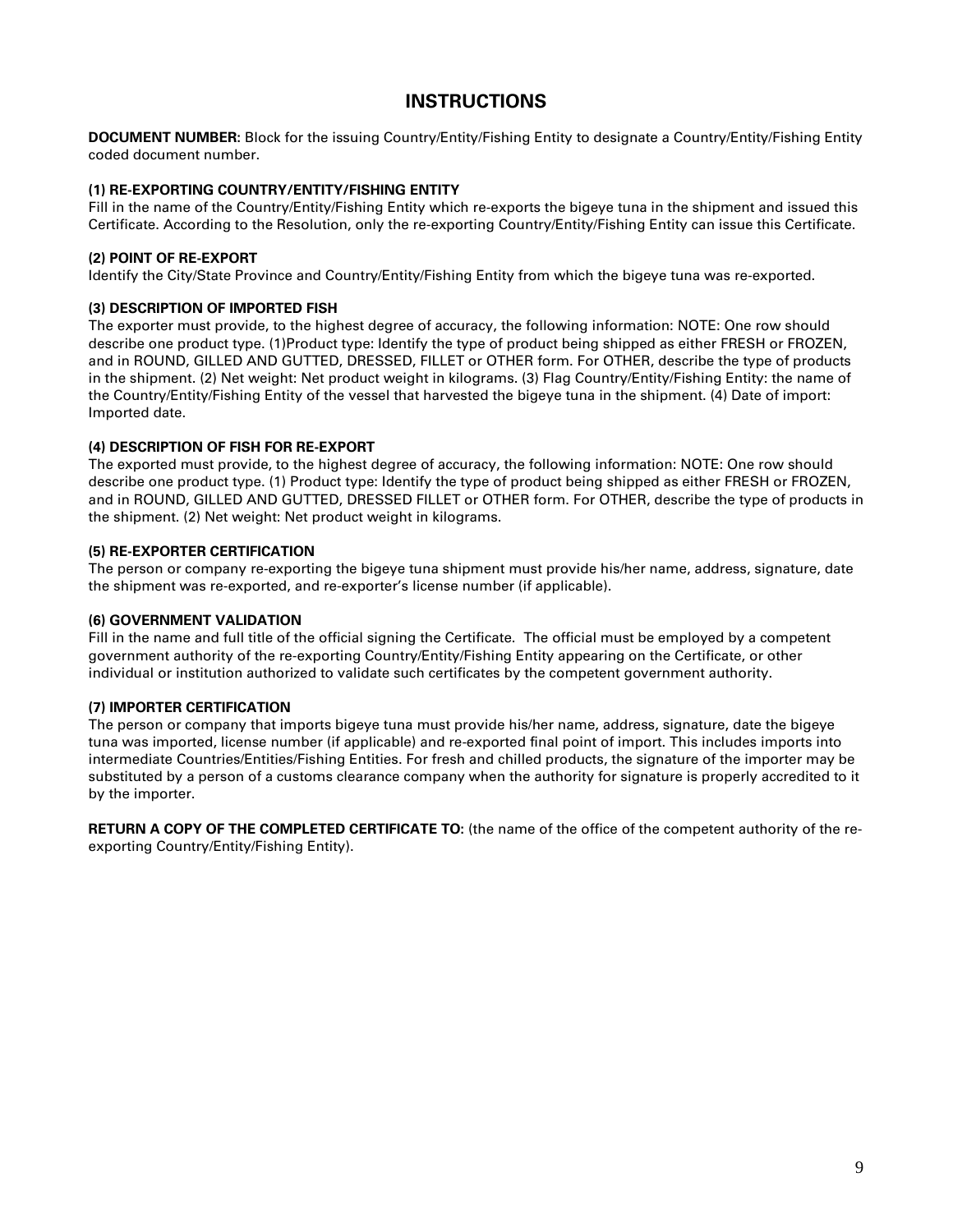# INSTRUCTIONS

**DOCUMENT NUMBER:** Block for the issuing Country/Entity/Fishing Entity to designate a Country/Entity/Fishing Entity coded document number.

**(1) RE-EXPORTING COUNTRY/ENTITY/FISHING ENTITY**

Fill in the name of the Country/Entity/Fishing Entity which re-exports the bigeye tuna in the shipment and issued this Certificate. According to the Resolution, only the re-exporting Country/Entity/Fishing Entity can issue this Certificate.

**(2) POINT OF RE-EXPORT**

Identify the City/State Province and Country/Entity/Fishing Entity from which the bigeye tuna was re-exported.

**(3) DESCRIPTION OF IMPORTED FISH**

The exporter must provide, to the highest degree of accuracy, the following information: NOTE: One row should describe one product type. (1)Product type: Identify the type of product being shipped as either FRESH or FROZEN, and in ROUND, GILLED AND GUTTED, DRESSED, FILLET or OTHER form. For OTHER, describe the type of products in the shipment. (2) Net weight: Net product weight in kilograms. (3) Flag Country/Entity/Fishing Entity: the name of the Country/Entity/Fishing Entity of the vessel that harvested the bigeye tuna in the shipment. (4) Date of import: Imported date.

**(4) DESCRIPTION OF FISH FOR RE-EXPORT**

The exported must provide, to the highest degree of accuracy, the following information: NOTE: One row should describe one product type. (1) Product type: Identify the type of product being shipped as either FRESH or FROZEN, and in ROUND, GILLED AND GUTTED, DRESSED FILLET or OTHER form. For OTHER, describe the type of products in the shipment. (2) Net weight: Net product weight in kilograms.

**(5) RE-EXPORTER CERTIFICATION**

The person or company re-exporting the bigeye tuna shipment must provide his/her name, address, signature, date the shipment was re-exported, and re-exporter's license number (if applicable).

**(6) GOVERNMENT VALIDATION**

Fill in the name and full title of the official signing the Certificate. The official must be employed by a competent government authority of the re-exporting Country/Entity/Fishing Entity appearing on the Certificate, or other individual or institution authorized to validate such certificates by the competent government authority.

**(7) IMPORTER CERTIFICATION**

The person or company that imports bigeye tuna must provide his/her name, address, signature, date the bigeye tuna was imported, license number (if applicable) and re-exported final point of import. This includes imports into intermediate Countries/Entities/Fishing Entities. For fresh and chilled products, the signature of the importer may be substituted by a person of a customs clearance company when the authority for signature is properly accredited to it by the importer.

**RETURN A COPY OF THE COMPLETED CERTIFICATE TO:** (the name of the office of the competent authority of the re-exporting Country/Entity/Fishing Entity).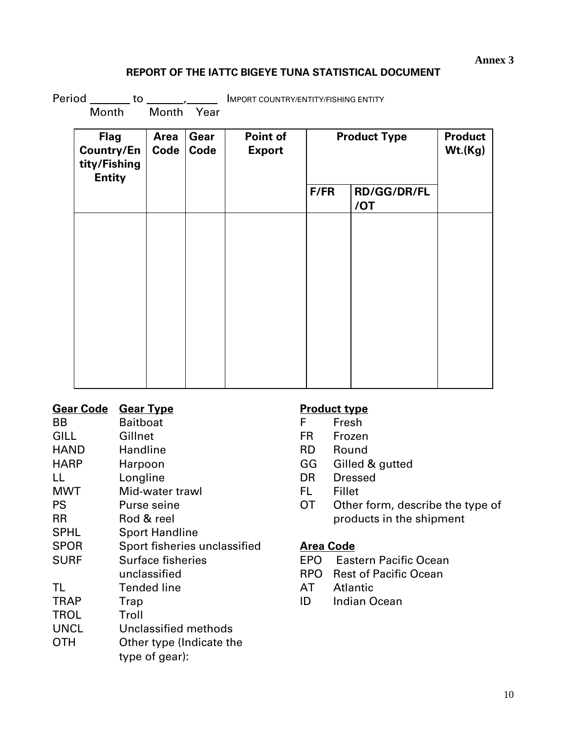**Annex 3**

# REPORT OF THE IATTC BIGEYE TUNA STATISTICAL DOCUMENT

Period ______ to ______,_____ IMPORT COUNTRY/ENTITY/FISHING ENTITY
Month Month Year

| Flag Country/Entity/Fishing Entity | Area Code | Gear Code | Point of Export | Product Type | | Product Wt.(Kg) |
|---|---|---|---|---|---|---|
| | | | | F/FR | RD/GG/DR/FL/OT | |
| | | | | | | |

| Gear Code | Gear Type |
|---|---|
| BB | Baitboat |
| GILL | Gillnet |
| HAND | Handline |
| HARP | Harpoon |
| LL | Longline |
| MWT | Mid-water trawl |
| PS | Purse seine |
| RR | Rod & reel |
| SPHL | Sport Handline |
| SPOR | Sport fisheries unclassified |
| SURF | Surface fisheries unclassified |
| TL | Tended line |
| TRAP | Trap |
| TROL | Troll |
| UNCL | Unclassified methods |
| OTH | Other type (Indicate the type of gear): |

**Product type**

| | |
|---|---|
| F | Fresh |
| FR | Frozen |
| RD | Round |
| GG | Gilled & gutted |
| DR | Dressed |
| FL | Fillet |
| OT | Other form, describe the type of products in the shipment |

**Area Code**

| | |
|---|---|
| EPO | Eastern Pacific Ocean |
| RPO | Rest of Pacific Ocean |
| AT | Atlantic |
| ID | Indian Ocean |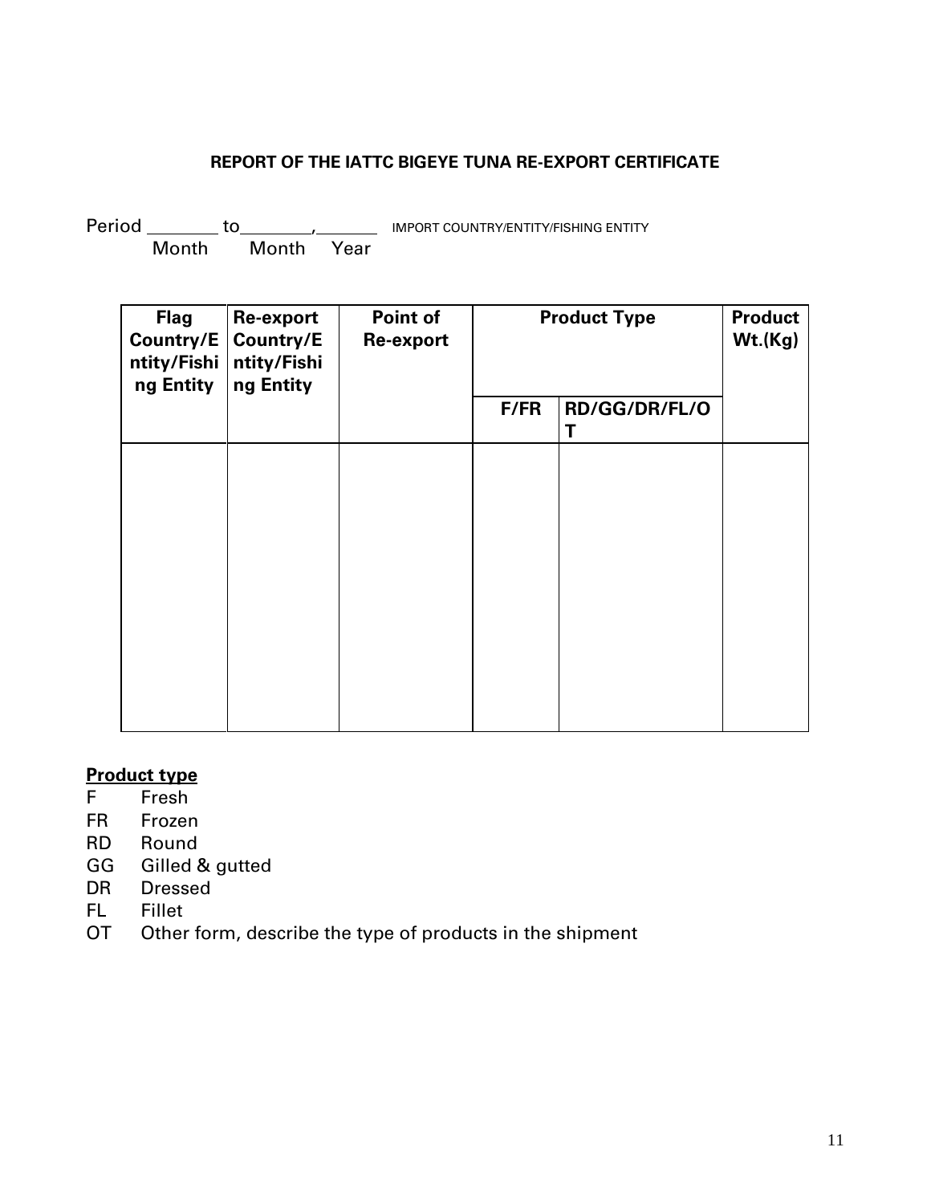**REPORT OF THE IATTC BIGEYE TUNA RE-EXPORT CERTIFICATE**

Period _______ to_______,______ IMPORT COUNTRY/ENTITY/FISHING ENTITY
Month Month Year

| Flag Country/Entity/Fishing Entity | Re-export Country/Entity/Fishing Entity | Point of Re-export | Product Type | | Product Wt.(Kg) |
|---|---|---|---|---|---|
| | | | F/FR | RD/GG/DR/FL/OT | |
| | | | | | |

**Product type**

F Fresh
FR Frozen
RD Round
GG Gilled & gutted
DR Dressed
FL Fillet
OT Other form, describe the type of products in the shipment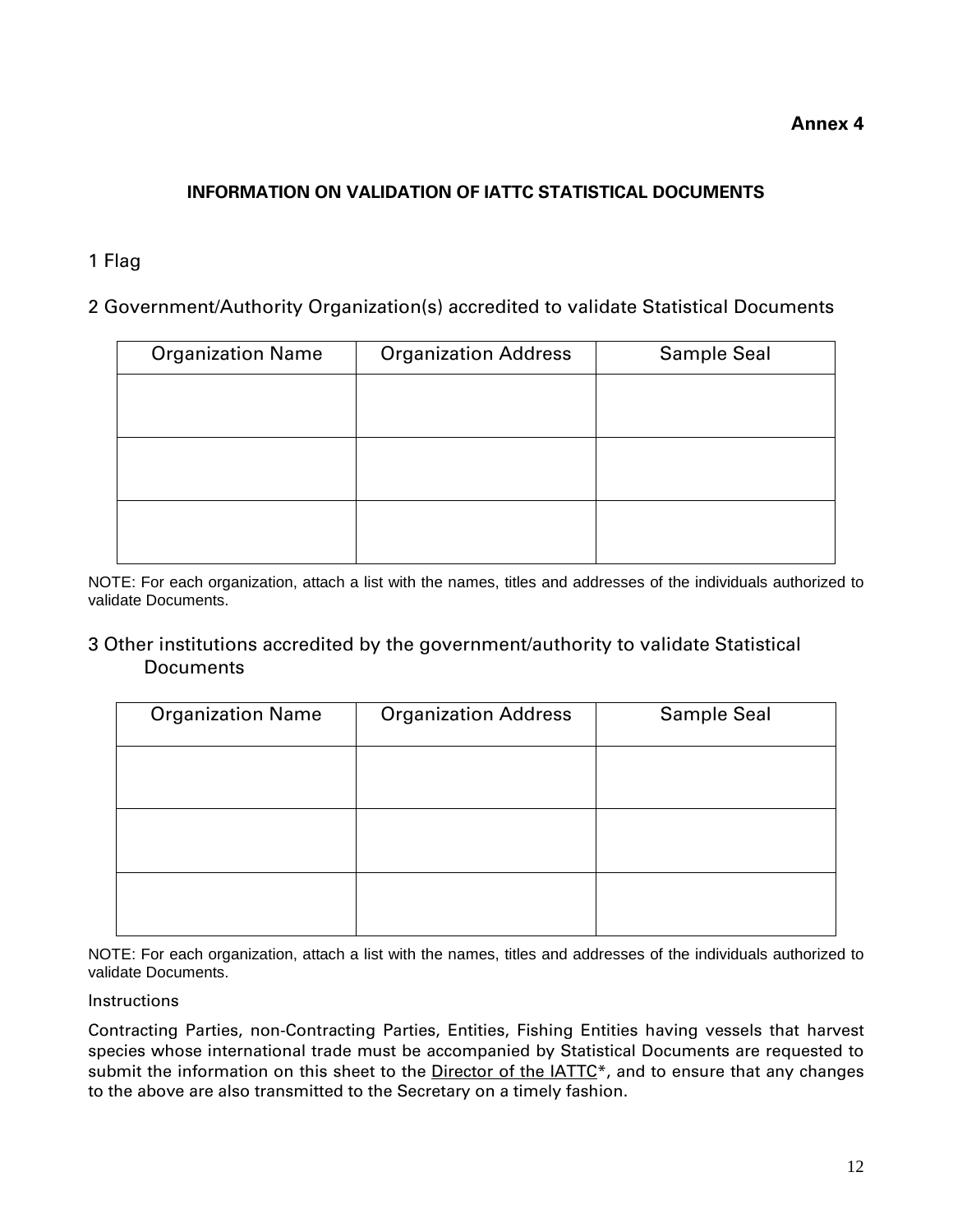**Annex 4**

## INFORMATION ON VALIDATION OF IATTC STATISTICAL DOCUMENTS

1 Flag

2 Government/Authority Organization(s) accredited to validate Statistical Documents

| Organization Name | Organization Address | Sample Seal |
|---|---|---|
| | | |
| | | |
| | | |

NOTE: For each organization, attach a list with the names, titles and addresses of the individuals authorized to validate Documents.

3 Other institutions accredited by the government/authority to validate Statistical Documents

| Organization Name | Organization Address | Sample Seal |
|---|---|---|
| | | |
| | | |
| | | |

NOTE: For each organization, attach a list with the names, titles and addresses of the individuals authorized to validate Documents.

Instructions

Contracting Parties, non-Contracting Parties, Entities, Fishing Entities having vessels that harvest species whose international trade must be accompanied by Statistical Documents are requested to submit the information on this sheet to the Director of the IATTC*, and to ensure that any changes to the above are also transmitted to the Secretary on a timely fashion.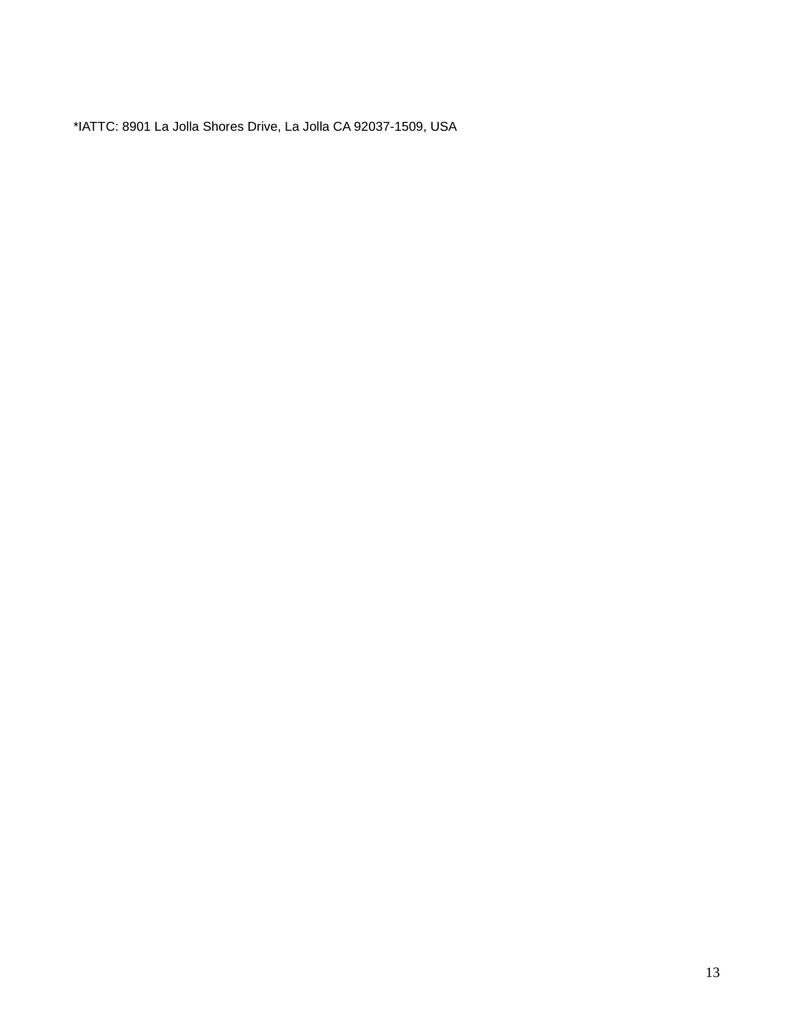*IATTC: 8901 La Jolla Shores Drive, La Jolla CA 92037-1509, USA